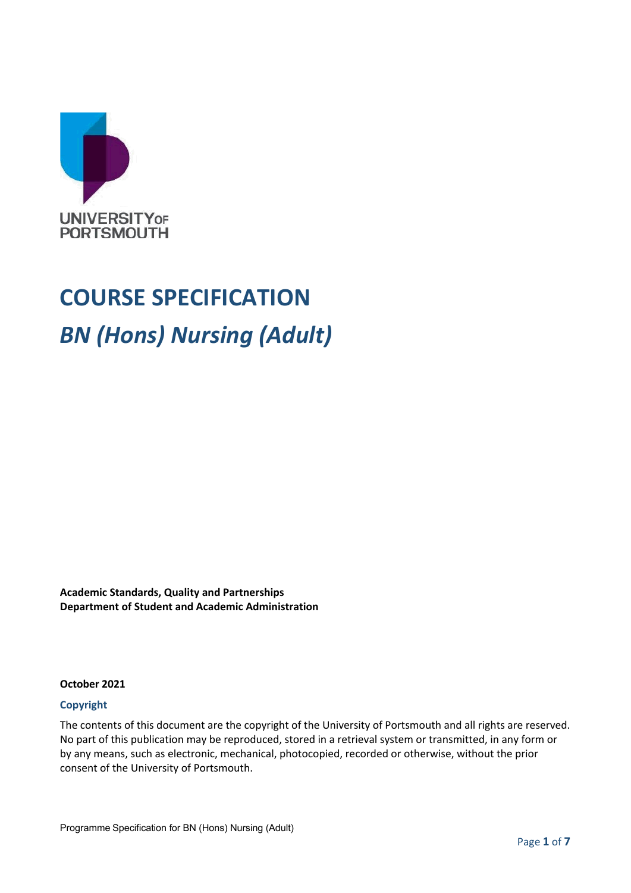UNIVERSITY OF PORTSMOUTH

# COURSE SPECIFICATION

## *BN (Hons) Nursing (Adult)*

**Academic Standards, Quality and Partnerships**
**Department of Student and Academic Administration**

**October 2021**

**Copyright**

The contents of this document are the copyright of the University of Portsmouth and all rights are reserved. No part of this publication may be reproduced, stored in a retrieval system or transmitted, in any form or by any means, such as electronic, mechanical, photocopied, recorded or otherwise, without the prior consent of the University of Portsmouth.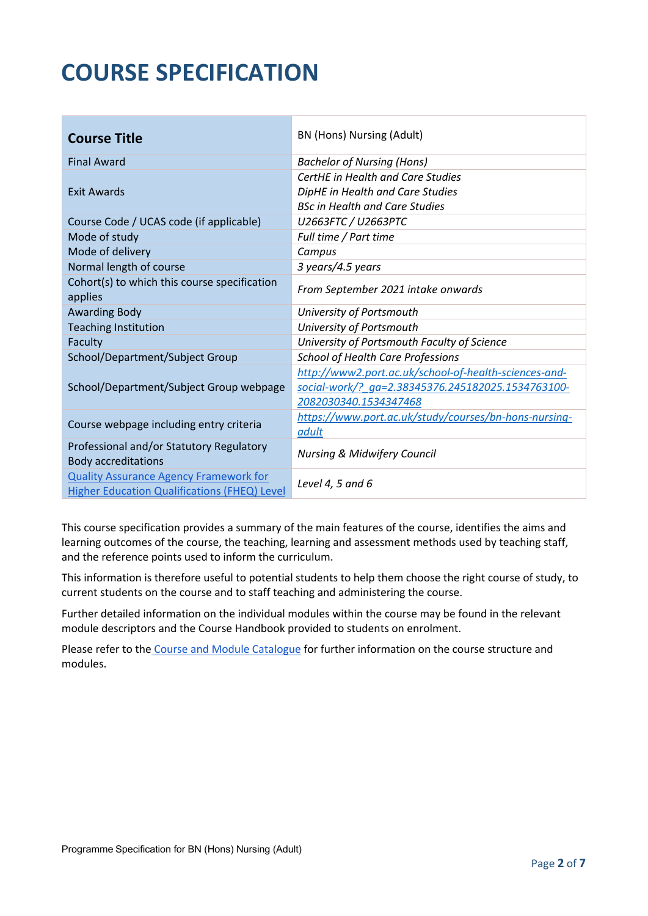# COURSE SPECIFICATION

| Course Title | BN (Hons) Nursing (Adult) |
|---|---|
| Final Award | *Bachelor of Nursing (Hons)* |
| Exit Awards | *CertHE in Health and Care Studies*<br>*DipHE in Health and Care Studies*<br>*BSc in Health and Care Studies* |
| Course Code / UCAS code (if applicable) | *U2663FTC / U2663PTC* |
| Mode of study | *Full time / Part time* |
| Mode of delivery | *Campus* |
| Normal length of course | *3 years/4.5 years* |
| Cohort(s) to which this course specification applies | *From September 2021 intake onwards* |
| Awarding Body | *University of Portsmouth* |
| Teaching Institution | *University of Portsmouth* |
| Faculty | *University of Portsmouth Faculty of Science* |
| School/Department/Subject Group | *School of Health Care Professions* |
| School/Department/Subject Group webpage | *http://www2.port.ac.uk/school-of-health-sciences-and-social-work/?_ga=2.38345376.245182025.1534763100-2082030340.1534347468* |
| Course webpage including entry criteria | *https://www.port.ac.uk/study/courses/bn-hons-nursing-adult* |
| Professional and/or Statutory Regulatory Body accreditations | *Nursing & Midwifery Council* |
| Quality Assurance Agency Framework for Higher Education Qualifications (FHEQ) Level | *Level 4, 5 and 6* |

This course specification provides a summary of the main features of the course, identifies the aims and learning outcomes of the course, the teaching, learning and assessment methods used by teaching staff, and the reference points used to inform the curriculum.

This information is therefore useful to potential students to help them choose the right course of study, to current students on the course and to staff teaching and administering the course.

Further detailed information on the individual modules within the course may be found in the relevant module descriptors and the Course Handbook provided to students on enrolment.

Please refer to the Course and Module Catalogue for further information on the course structure and modules.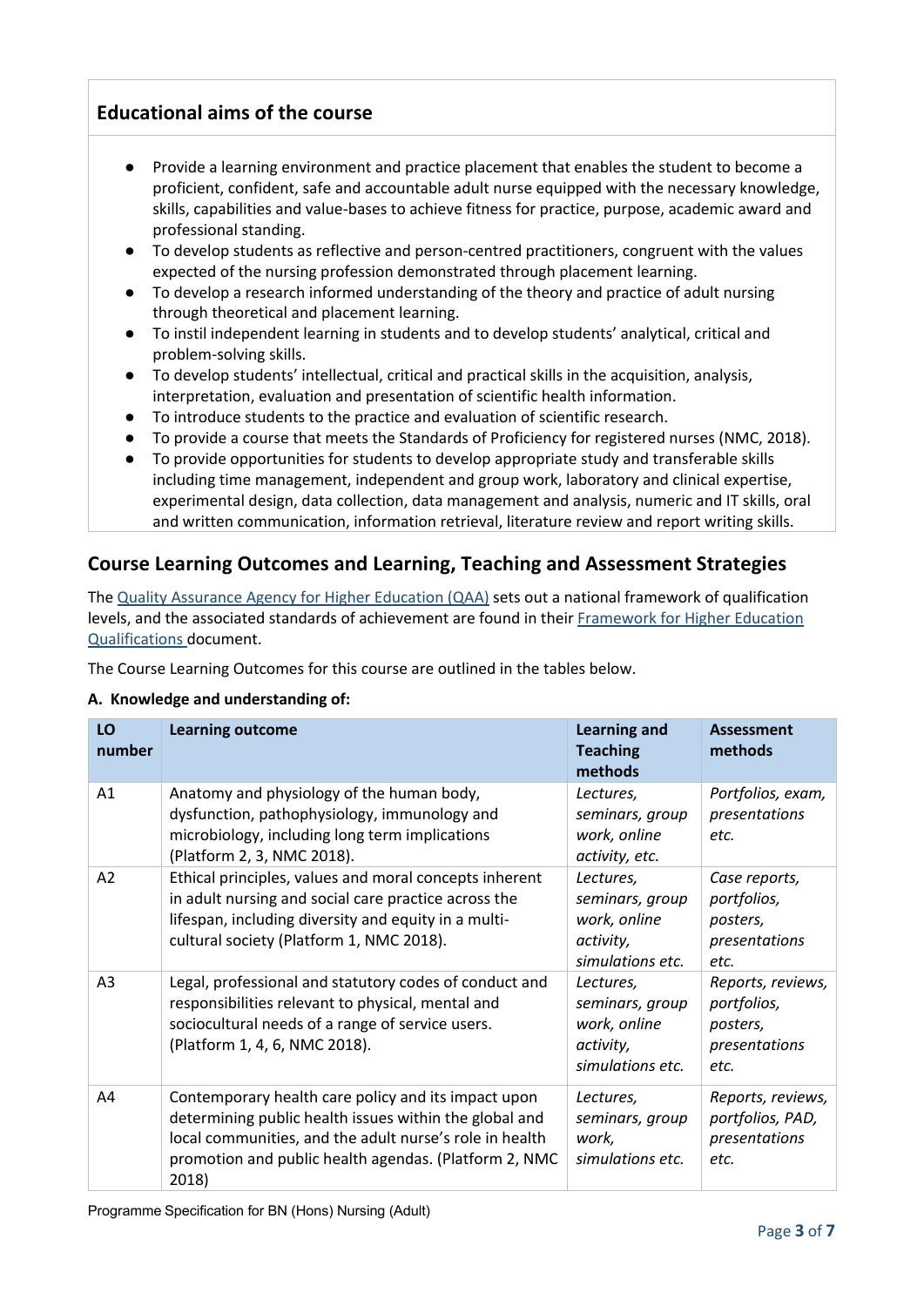## Educational aims of the course

- Provide a learning environment and practice placement that enables the student to become a proficient, confident, safe and accountable adult nurse equipped with the necessary knowledge, skills, capabilities and value-bases to achieve fitness for practice, purpose, academic award and professional standing.
- To develop students as reflective and person-centred practitioners, congruent with the values expected of the nursing profession demonstrated through placement learning.
- To develop a research informed understanding of the theory and practice of adult nursing through theoretical and placement learning.
- To instil independent learning in students and to develop students' analytical, critical and problem-solving skills.
- To develop students' intellectual, critical and practical skills in the acquisition, analysis, interpretation, evaluation and presentation of scientific health information.
- To introduce students to the practice and evaluation of scientific research.
- To provide a course that meets the Standards of Proficiency for registered nurses (NMC, 2018).
- To provide opportunities for students to develop appropriate study and transferable skills including time management, independent and group work, laboratory and clinical expertise, experimental design, data collection, data management and analysis, numeric and IT skills, oral and written communication, information retrieval, literature review and report writing skills.

## Course Learning Outcomes and Learning, Teaching and Assessment Strategies

The [Quality Assurance Agency for Higher Education (QAA)] sets out a national framework of qualification levels, and the associated standards of achievement are found in their [Framework for Higher Education Qualifications] document.

The Course Learning Outcomes for this course are outlined in the tables below.

**A. Knowledge and understanding of:**

| LO number | Learning outcome | Learning and Teaching methods | Assessment methods |
|---|---|---|---|
| A1 | Anatomy and physiology of the human body, dysfunction, pathophysiology, immunology and microbiology, including long term implications (Platform 2, 3, NMC 2018). | *Lectures, seminars, group work, online activity, etc.* | *Portfolios, exam, presentations etc.* |
| A2 | Ethical principles, values and moral concepts inherent in adult nursing and social care practice across the lifespan, including diversity and equity in a multi-cultural society (Platform 1, NMC 2018). | *Lectures, seminars, group work, online activity, simulations etc.* | *Case reports, portfolios, posters, presentations etc.* |
| A3 | Legal, professional and statutory codes of conduct and responsibilities relevant to physical, mental and sociocultural needs of a range of service users. (Platform 1, 4, 6, NMC 2018). | *Lectures, seminars, group work, online activity, simulations etc.* | *Reports, reviews, portfolios, posters, presentations etc.* |
| A4 | Contemporary health care policy and its impact upon determining public health issues within the global and local communities, and the adult nurse's role in health promotion and public health agendas. (Platform 2, NMC 2018) | *Lectures, seminars, group work, simulations etc.* | *Reports, reviews, portfolios, PAD, presentations etc.* |

Programme Specification for BN (Hons) Nursing (Adult)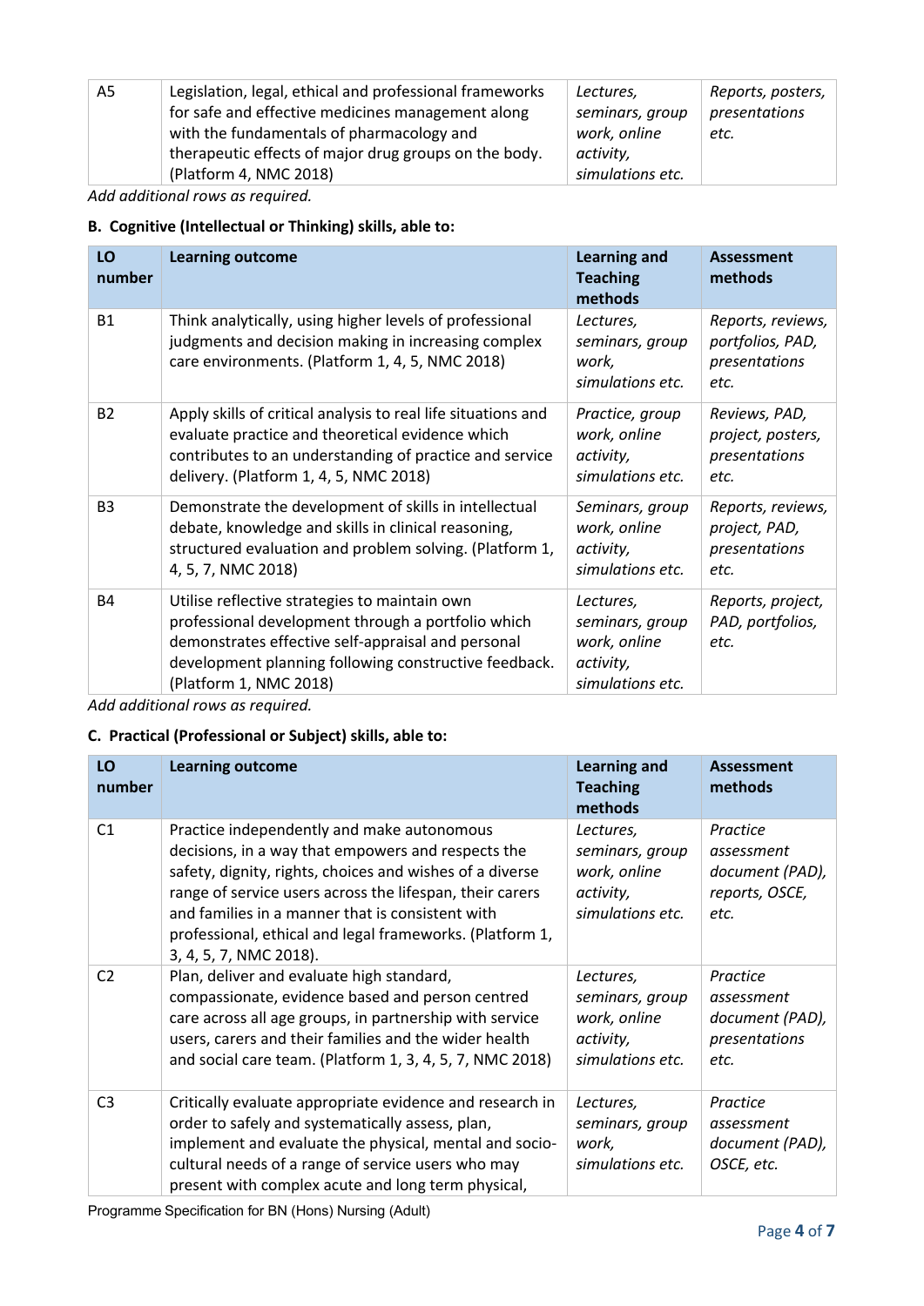| | | | |
|---|---|---|---|
| A5 | Legislation, legal, ethical and professional frameworks for safe and effective medicines management along with the fundamentals of pharmacology and therapeutic effects of major drug groups on the body. (Platform 4, NMC 2018) | *Lectures, seminars, group work, online activity, simulations etc.* | *Reports, posters, presentations etc.* |

*Add additional rows as required.*

### B. Cognitive (Intellectual or Thinking) skills, able to:

| LO number | Learning outcome | Learning and Teaching methods | Assessment methods |
|---|---|---|---|
| B1 | Think analytically, using higher levels of professional judgments and decision making in increasing complex care environments. (Platform 1, 4, 5, NMC 2018) | *Lectures, seminars, group work, simulations etc.* | *Reports, reviews, portfolios, PAD, presentations etc.* |
| B2 | Apply skills of critical analysis to real life situations and evaluate practice and theoretical evidence which contributes to an understanding of practice and service delivery. (Platform 1, 4, 5, NMC 2018) | *Practice, group work, online activity, simulations etc.* | *Reviews, PAD, project, posters, presentations etc.* |
| B3 | Demonstrate the development of skills in intellectual debate, knowledge and skills in clinical reasoning, structured evaluation and problem solving. (Platform 1, 4, 5, 7, NMC 2018) | *Seminars, group work, online activity, simulations etc.* | *Reports, reviews, project, PAD, presentations etc.* |
| B4 | Utilise reflective strategies to maintain own professional development through a portfolio which demonstrates effective self-appraisal and personal development planning following constructive feedback. (Platform 1, NMC 2018) | *Lectures, seminars, group work, online activity, simulations etc.* | *Reports, project, PAD, portfolios, etc.* |

*Add additional rows as required.*

### C. Practical (Professional or Subject) skills, able to:

| LO number | Learning outcome | Learning and Teaching methods | Assessment methods |
|---|---|---|---|
| C1 | Practice independently and make autonomous decisions, in a way that empowers and respects the safety, dignity, rights, choices and wishes of a diverse range of service users across the lifespan, their carers and families in a manner that is consistent with professional, ethical and legal frameworks. (Platform 1, 3, 4, 5, 7, NMC 2018). | *Lectures, seminars, group work, online activity, simulations etc.* | *Practice assessment document (PAD), reports, OSCE, etc.* |
| C2 | Plan, deliver and evaluate high standard, compassionate, evidence based and person centred care across all age groups, in partnership with service users, carers and their families and the wider health and social care team. (Platform 1, 3, 4, 5, 7, NMC 2018) | *Lectures, seminars, group work, online activity, simulations etc.* | *Practice assessment document (PAD), presentations etc.* |
| C3 | Critically evaluate appropriate evidence and research in order to safely and systematically assess, plan, implement and evaluate the physical, mental and socio-cultural needs of a range of service users who may present with complex acute and long term physical, | *Lectures, seminars, group work, simulations etc.* | *Practice assessment document (PAD), OSCE, etc.* |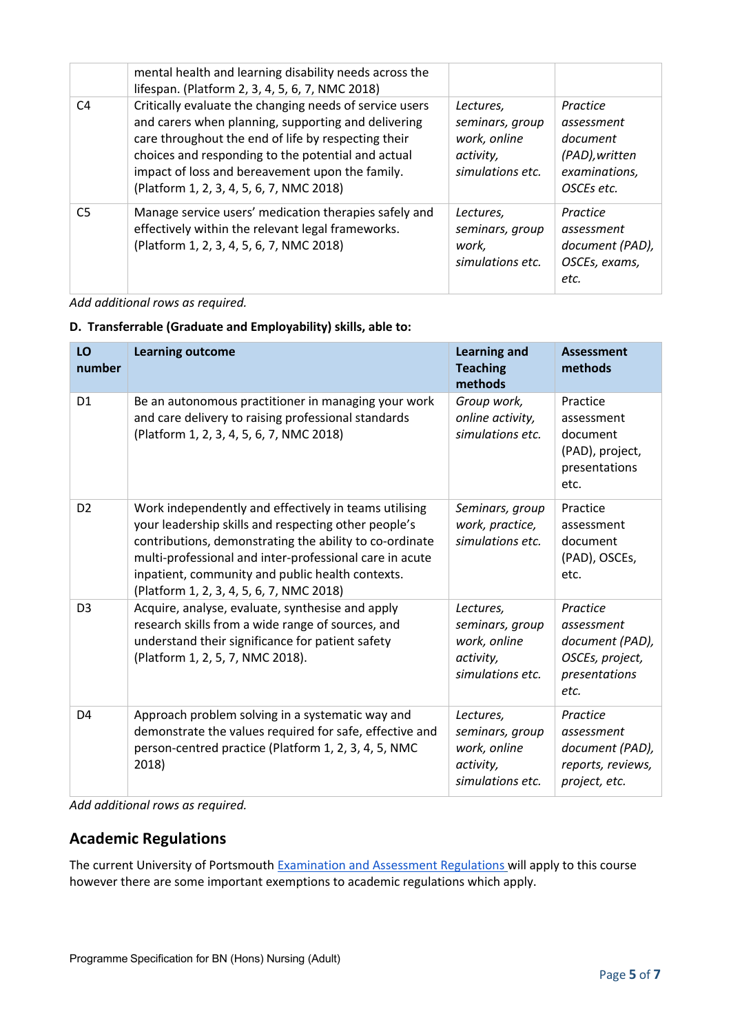| | | | |
|---|---|---|---|
| | mental health and learning disability needs across the lifespan. (Platform 2, 3, 4, 5, 6, 7, NMC 2018) | | |
| C4 | Critically evaluate the changing needs of service users and carers when planning, supporting and delivering care throughout the end of life by respecting their choices and responding to the potential and actual impact of loss and bereavement upon the family. (Platform 1, 2, 3, 4, 5, 6, 7, NMC 2018) | *Lectures, seminars, group work, online activity, simulations etc.* | *Practice assessment document (PAD),written examinations, OSCEs etc.* |
| C5 | Manage service users' medication therapies safely and effectively within the relevant legal frameworks. (Platform 1, 2, 3, 4, 5, 6, 7, NMC 2018) | *Lectures, seminars, group work, simulations etc.* | *Practice assessment document (PAD), OSCEs, exams, etc.* |

*Add additional rows as required.*

**D. Transferrable (Graduate and Employability) skills, able to:**

| LO number | Learning outcome | Learning and Teaching methods | Assessment methods |
|---|---|---|---|
| D1 | Be an autonomous practitioner in managing your work and care delivery to raising professional standards (Platform 1, 2, 3, 4, 5, 6, 7, NMC 2018) | *Group work, online activity, simulations etc.* | Practice assessment document (PAD), project, presentations etc. |
| D2 | Work independently and effectively in teams utilising your leadership skills and respecting other people's contributions, demonstrating the ability to co-ordinate multi-professional and inter-professional care in acute inpatient, community and public health contexts. (Platform 1, 2, 3, 4, 5, 6, 7, NMC 2018) | *Seminars, group work, practice, simulations etc.* | Practice assessment document (PAD), OSCEs, etc. |
| D3 | Acquire, analyse, evaluate, synthesise and apply research skills from a wide range of sources, and understand their significance for patient safety (Platform 1, 2, 5, 7, NMC 2018). | *Lectures, seminars, group work, online activity, simulations etc.* | *Practice assessment document (PAD), OSCEs, project, presentations etc.* |
| D4 | Approach problem solving in a systematic way and demonstrate the values required for safe, effective and person-centred practice (Platform 1, 2, 3, 4, 5, NMC 2018) | *Lectures, seminars, group work, online activity, simulations etc.* | *Practice assessment document (PAD), reports, reviews, project, etc.* |

*Add additional rows as required.*

## Academic Regulations

The current University of Portsmouth Examination and Assessment Regulations will apply to this course however there are some important exemptions to academic regulations which apply.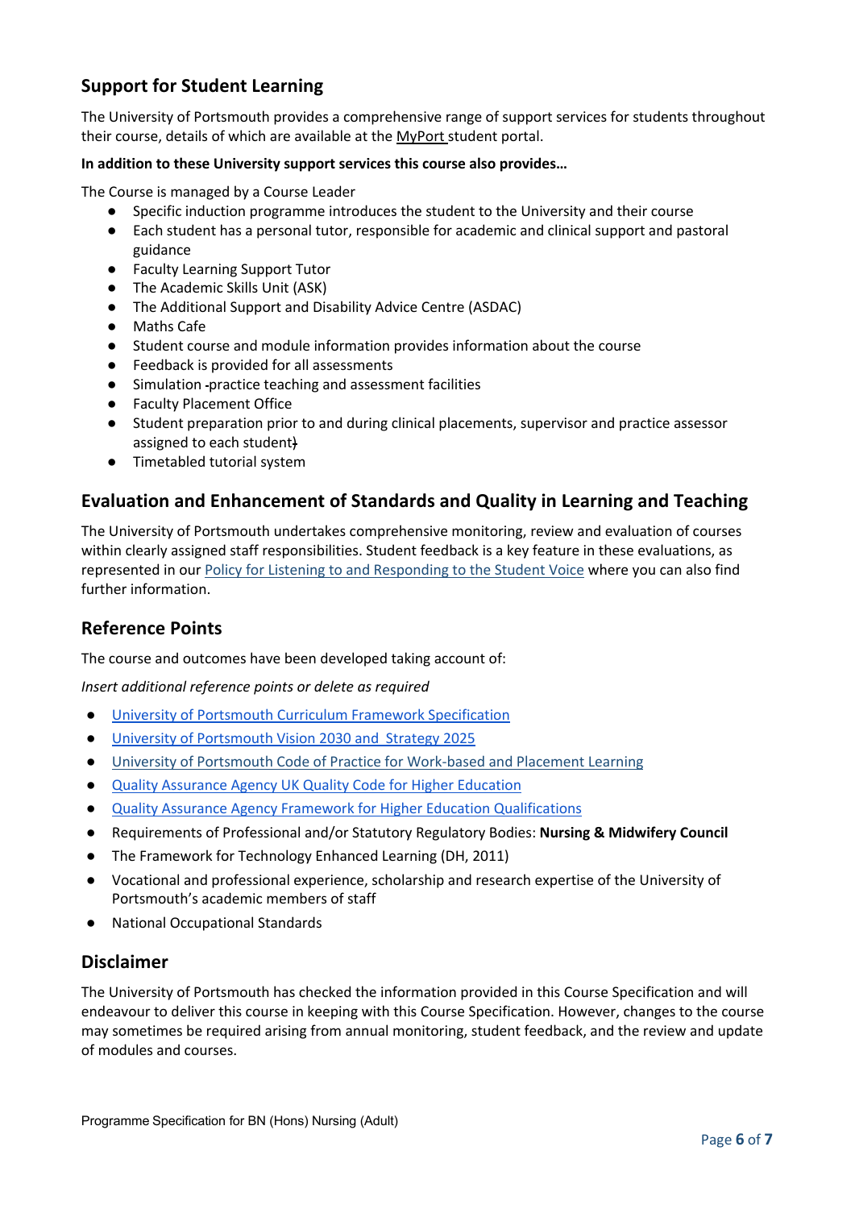## Support for Student Learning

The University of Portsmouth provides a comprehensive range of support services for students throughout their course, details of which are available at the MyPort student portal.

**In addition to these University support services this course also provides…**

The Course is managed by a Course Leader

- Specific induction programme introduces the student to the University and their course
- Each student has a personal tutor, responsible for academic and clinical support and pastoral guidance
- Faculty Learning Support Tutor
- The Academic Skills Unit (ASK)
- The Additional Support and Disability Advice Centre (ASDAC)
- Maths Cafe
- Student course and module information provides information about the course
- Feedback is provided for all assessments
- Simulation -practice teaching and assessment facilities
- Faculty Placement Office
- Student preparation prior to and during clinical placements, supervisor and practice assessor assigned to each student)
- Timetabled tutorial system

## Evaluation and Enhancement of Standards and Quality in Learning and Teaching

The University of Portsmouth undertakes comprehensive monitoring, review and evaluation of courses within clearly assigned staff responsibilities. Student feedback is a key feature in these evaluations, as represented in our Policy for Listening to and Responding to the Student Voice where you can also find further information.

## Reference Points

The course and outcomes have been developed taking account of:

*Insert additional reference points or delete as required*

- University of Portsmouth Curriculum Framework Specification
- University of Portsmouth Vision 2030 and Strategy 2025
- University of Portsmouth Code of Practice for Work-based and Placement Learning
- Quality Assurance Agency UK Quality Code for Higher Education
- Quality Assurance Agency Framework for Higher Education Qualifications
- Requirements of Professional and/or Statutory Regulatory Bodies: **Nursing & Midwifery Council**
- The Framework for Technology Enhanced Learning (DH, 2011)
- Vocational and professional experience, scholarship and research expertise of the University of Portsmouth's academic members of staff
- National Occupational Standards

## Disclaimer

The University of Portsmouth has checked the information provided in this Course Specification and will endeavour to deliver this course in keeping with this Course Specification. However, changes to the course may sometimes be required arising from annual monitoring, student feedback, and the review and update of modules and courses.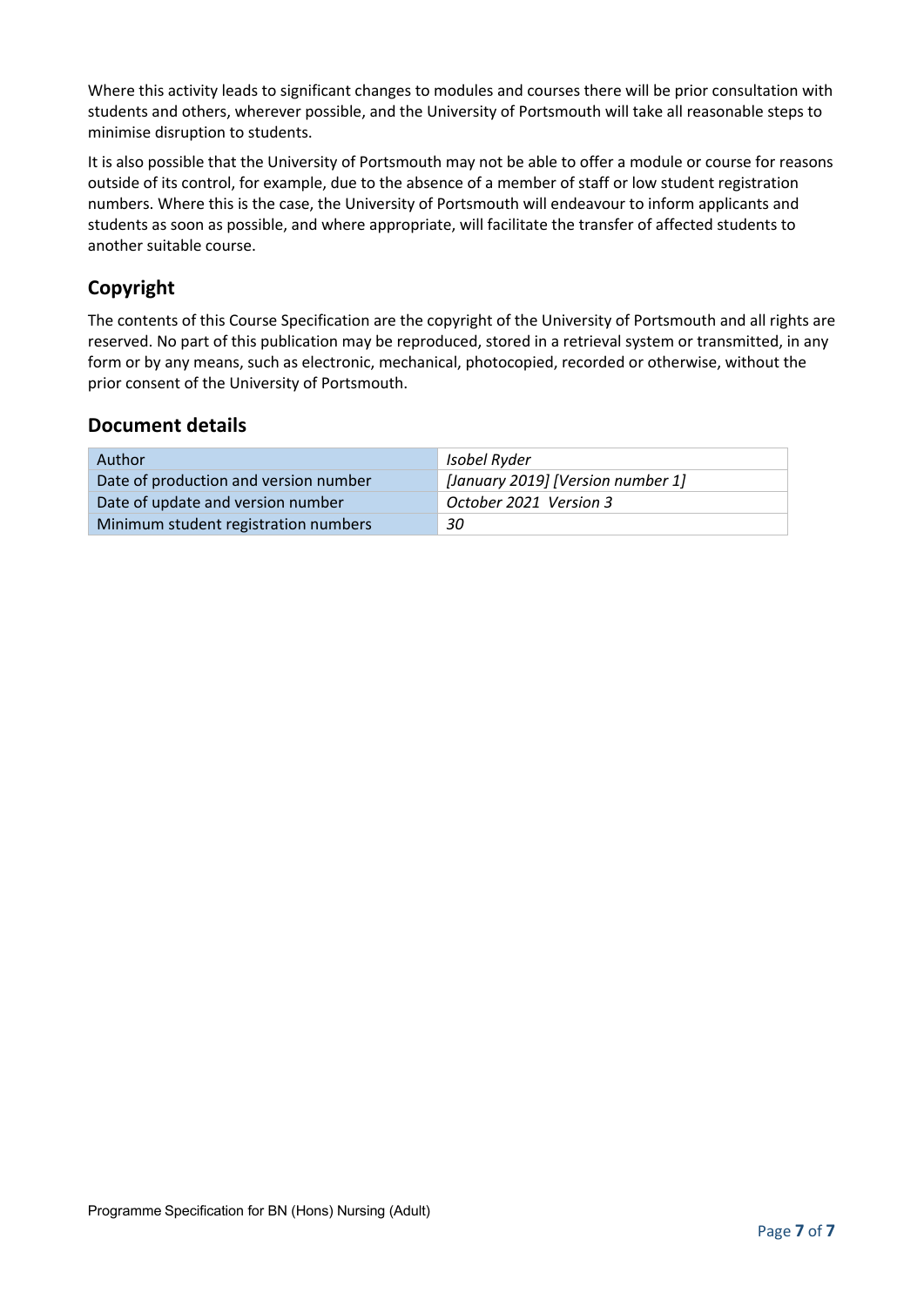Where this activity leads to significant changes to modules and courses there will be prior consultation with students and others, wherever possible, and the University of Portsmouth will take all reasonable steps to minimise disruption to students.

It is also possible that the University of Portsmouth may not be able to offer a module or course for reasons outside of its control, for example, due to the absence of a member of staff or low student registration numbers. Where this is the case, the University of Portsmouth will endeavour to inform applicants and students as soon as possible, and where appropriate, will facilitate the transfer of affected students to another suitable course.

## Copyright

The contents of this Course Specification are the copyright of the University of Portsmouth and all rights are reserved. No part of this publication may be reproduced, stored in a retrieval system or transmitted, in any form or by any means, such as electronic, mechanical, photocopied, recorded or otherwise, without the prior consent of the University of Portsmouth.

## Document details

| | |
|---|---|
| Author | *Isobel Ryder* |
| Date of production and version number | *[January 2019] [Version number 1]* |
| Date of update and version number | *October 2021 Version 3* |
| Minimum student registration numbers | *30* |